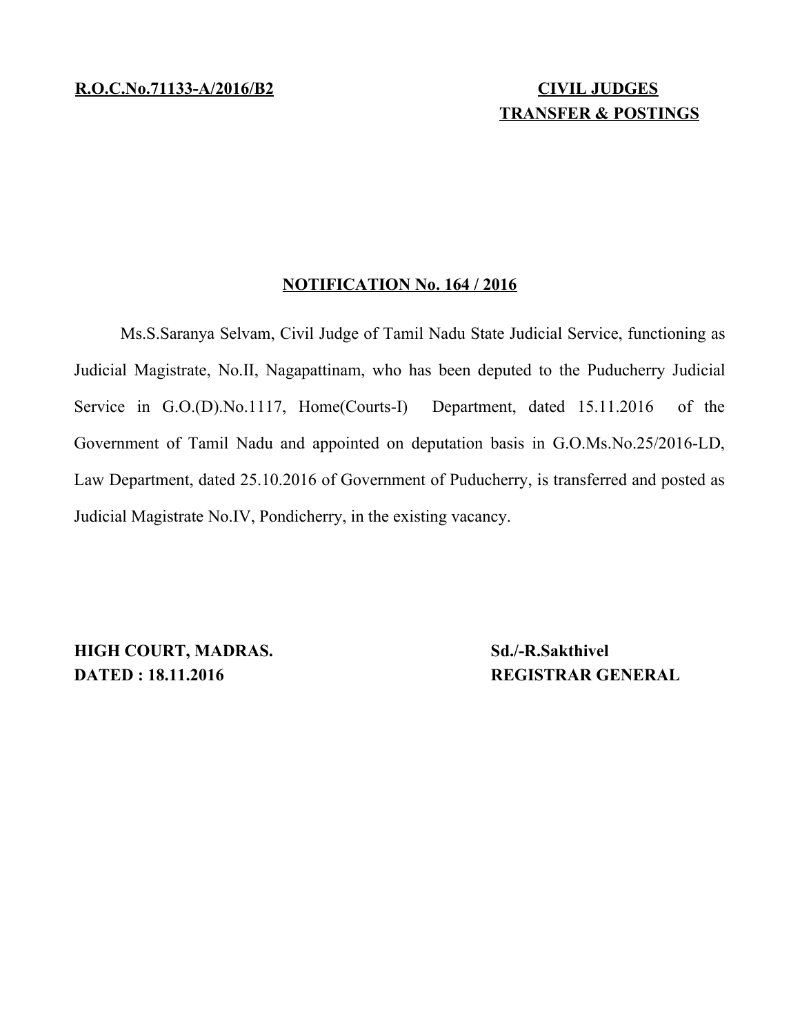**R.O.C.No.71133-A/2016/B2**

**CIVIL JUDGES**
**TRANSFER & POSTINGS**

## NOTIFICATION No. 164 / 2016

Ms.S.Saranya Selvam, Civil Judge of Tamil Nadu State Judicial Service, functioning as Judicial Magistrate, No.II, Nagapattinam, who has been deputed to the Puducherry Judicial Service in G.O.(D).No.1117, Home(Courts-I) Department, dated 15.11.2016 of the Government of Tamil Nadu and appointed on deputation basis in G.O.Ms.No.25/2016-LD, Law Department, dated 25.10.2016 of Government of Puducherry, is transferred and posted as Judicial Magistrate No.IV, Pondicherry, in the existing vacancy.

**HIGH COURT, MADRAS.**
**DATED : 18.11.2016**

**Sd./-R.Sakthivel**
**REGISTRAR GENERAL**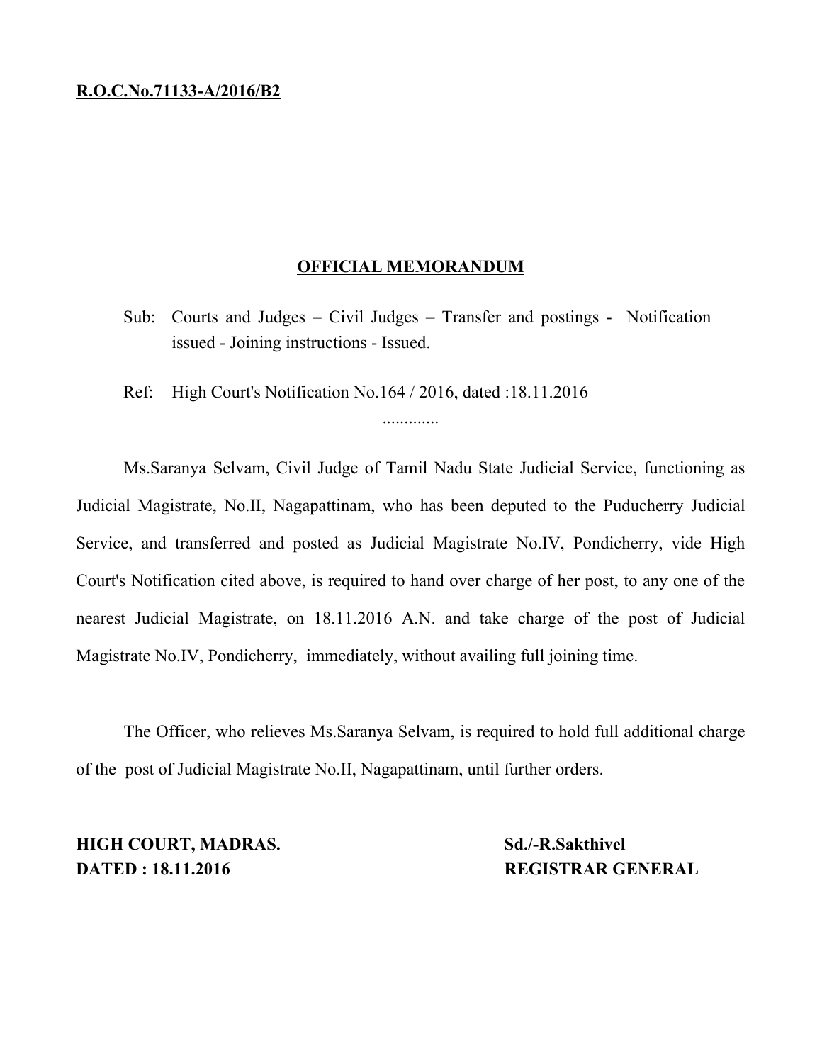**R.O.C.No.71133-A/2016/B2**

## OFFICIAL MEMORANDUM

Sub: Courts and Judges – Civil Judges – Transfer and postings - Notification issued - Joining instructions - Issued.

Ref: High Court's Notification No.164 / 2016, dated :18.11.2016

.............

Ms.Saranya Selvam, Civil Judge of Tamil Nadu State Judicial Service, functioning as Judicial Magistrate, No.II, Nagapattinam, who has been deputed to the Puducherry Judicial Service, and transferred and posted as Judicial Magistrate No.IV, Pondicherry, vide High Court's Notification cited above, is required to hand over charge of her post, to any one of the nearest Judicial Magistrate, on 18.11.2016 A.N. and take charge of the post of Judicial Magistrate No.IV, Pondicherry, immediately, without availing full joining time.

The Officer, who relieves Ms.Saranya Selvam, is required to hold full additional charge of the post of Judicial Magistrate No.II, Nagapattinam, until further orders.

**HIGH COURT, MADRAS.**
**DATED : 18.11.2016**

**Sd./-R.Sakthivel**
**REGISTRAR GENERAL**